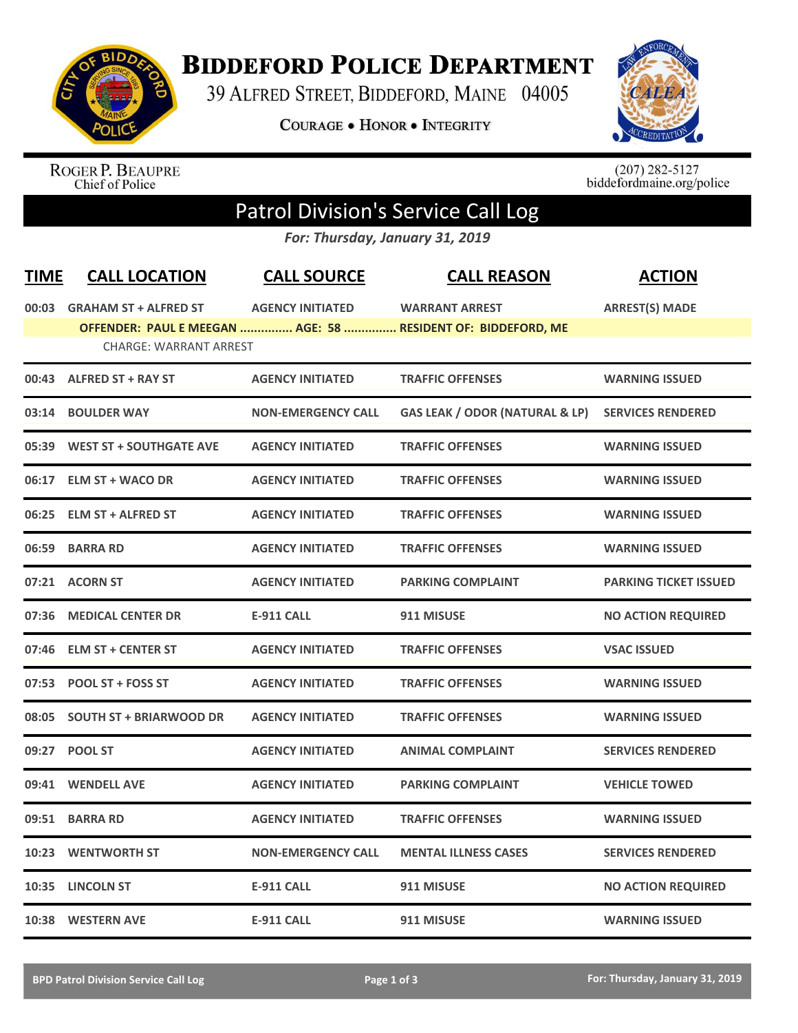# BIDDEFORD POLICE DEPARTMENT

39 ALFRED STREET, BIDDEFORD, MAINE 04005

COURAGE • HONOR • INTEGRITY

ROGER P. BEAUPRE
Chief of Police

(207) 282-5127
biddefordmaine.org/police

## Patrol Division's Service Call Log

*For: Thursday, January 31, 2019*

| TIME | CALL LOCATION | CALL SOURCE | CALL REASON | ACTION |
|---|---|---|---|---|
| 00:03 | GRAHAM ST + ALFRED ST | AGENCY INITIATED | WARRANT ARREST | ARREST(S) MADE |
| | OFFENDER: PAUL E MEEGAN ............... AGE: 58 ............... RESIDENT OF: BIDDEFORD, ME | | | |
| | CHARGE: WARRANT ARREST | | | |
| 00:43 | ALFRED ST + RAY ST | AGENCY INITIATED | TRAFFIC OFFENSES | WARNING ISSUED |
| 03:14 | BOULDER WAY | NON-EMERGENCY CALL | GAS LEAK / ODOR (NATURAL & LP) | SERVICES RENDERED |
| 05:39 | WEST ST + SOUTHGATE AVE | AGENCY INITIATED | TRAFFIC OFFENSES | WARNING ISSUED |
| 06:17 | ELM ST + WACO DR | AGENCY INITIATED | TRAFFIC OFFENSES | WARNING ISSUED |
| 06:25 | ELM ST + ALFRED ST | AGENCY INITIATED | TRAFFIC OFFENSES | WARNING ISSUED |
| 06:59 | BARRA RD | AGENCY INITIATED | TRAFFIC OFFENSES | WARNING ISSUED |
| 07:21 | ACORN ST | AGENCY INITIATED | PARKING COMPLAINT | PARKING TICKET ISSUED |
| 07:36 | MEDICAL CENTER DR | E-911 CALL | 911 MISUSE | NO ACTION REQUIRED |
| 07:46 | ELM ST + CENTER ST | AGENCY INITIATED | TRAFFIC OFFENSES | VSAC ISSUED |
| 07:53 | POOL ST + FOSS ST | AGENCY INITIATED | TRAFFIC OFFENSES | WARNING ISSUED |
| 08:05 | SOUTH ST + BRIARWOOD DR | AGENCY INITIATED | TRAFFIC OFFENSES | WARNING ISSUED |
| 09:27 | POOL ST | AGENCY INITIATED | ANIMAL COMPLAINT | SERVICES RENDERED |
| 09:41 | WENDELL AVE | AGENCY INITIATED | PARKING COMPLAINT | VEHICLE TOWED |
| 09:51 | BARRA RD | AGENCY INITIATED | TRAFFIC OFFENSES | WARNING ISSUED |
| 10:23 | WENTWORTH ST | NON-EMERGENCY CALL | MENTAL ILLNESS CASES | SERVICES RENDERED |
| 10:35 | LINCOLN ST | E-911 CALL | 911 MISUSE | NO ACTION REQUIRED |
| 10:38 | WESTERN AVE | E-911 CALL | 911 MISUSE | WARNING ISSUED |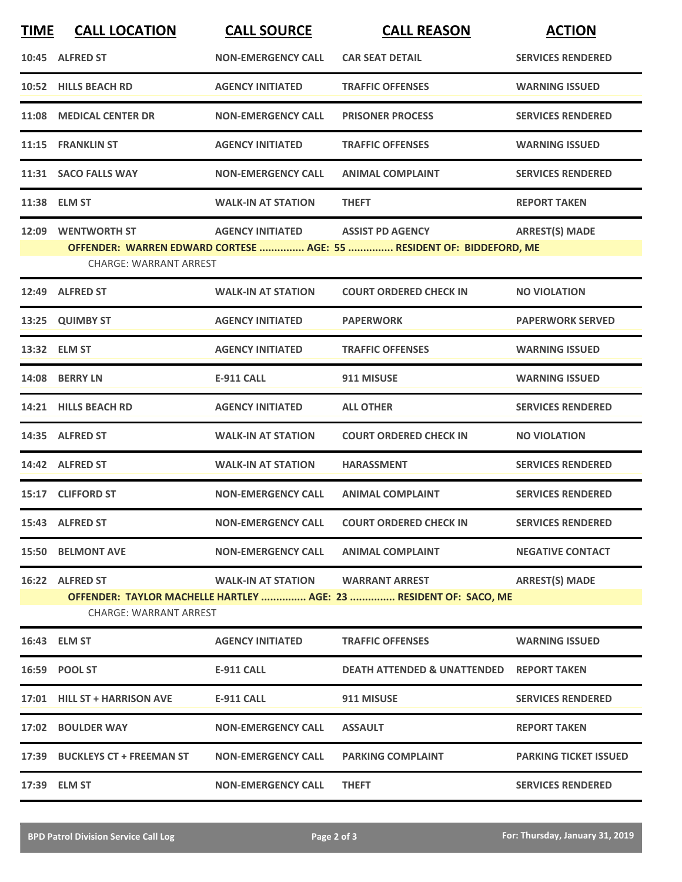| TIME | CALL LOCATION | CALL SOURCE | CALL REASON | ACTION |
|---|---|---|---|---|
| 10:45 | ALFRED ST | NON-EMERGENCY CALL | CAR SEAT DETAIL | SERVICES RENDERED |
| 10:52 | HILLS BEACH RD | AGENCY INITIATED | TRAFFIC OFFENSES | WARNING ISSUED |
| 11:08 | MEDICAL CENTER DR | NON-EMERGENCY CALL | PRISONER PROCESS | SERVICES RENDERED |
| 11:15 | FRANKLIN ST | AGENCY INITIATED | TRAFFIC OFFENSES | WARNING ISSUED |
| 11:31 | SACO FALLS WAY | NON-EMERGENCY CALL | ANIMAL COMPLAINT | SERVICES RENDERED |
| 11:38 | ELM ST | WALK-IN AT STATION | THEFT | REPORT TAKEN |
| 12:09 | WENTWORTH ST | AGENCY INITIATED | ASSIST PD AGENCY | ARREST(S) MADE |
| | OFFENDER: WARREN EDWARD CORTESE ............... AGE: 55 ............... RESIDENT OF: BIDDEFORD, ME | | | |
| | CHARGE: WARRANT ARREST | | | |
| 12:49 | ALFRED ST | WALK-IN AT STATION | COURT ORDERED CHECK IN | NO VIOLATION |
| 13:25 | QUIMBY ST | AGENCY INITIATED | PAPERWORK | PAPERWORK SERVED |
| 13:32 | ELM ST | AGENCY INITIATED | TRAFFIC OFFENSES | WARNING ISSUED |
| 14:08 | BERRY LN | E-911 CALL | 911 MISUSE | WARNING ISSUED |
| 14:21 | HILLS BEACH RD | AGENCY INITIATED | ALL OTHER | SERVICES RENDERED |
| 14:35 | ALFRED ST | WALK-IN AT STATION | COURT ORDERED CHECK IN | NO VIOLATION |
| 14:42 | ALFRED ST | WALK-IN AT STATION | HARASSMENT | SERVICES RENDERED |
| 15:17 | CLIFFORD ST | NON-EMERGENCY CALL | ANIMAL COMPLAINT | SERVICES RENDERED |
| 15:43 | ALFRED ST | NON-EMERGENCY CALL | COURT ORDERED CHECK IN | SERVICES RENDERED |
| 15:50 | BELMONT AVE | NON-EMERGENCY CALL | ANIMAL COMPLAINT | NEGATIVE CONTACT |
| 16:22 | ALFRED ST | WALK-IN AT STATION | WARRANT ARREST | ARREST(S) MADE |
| | OFFENDER: TAYLOR MACHELLE HARTLEY ............... AGE: 23 ............... RESIDENT OF: SACO, ME | | | |
| | CHARGE: WARRANT ARREST | | | |
| 16:43 | ELM ST | AGENCY INITIATED | TRAFFIC OFFENSES | WARNING ISSUED |
| 16:59 | POOL ST | E-911 CALL | DEATH ATTENDED & UNATTENDED | REPORT TAKEN |
| 17:01 | HILL ST + HARRISON AVE | E-911 CALL | 911 MISUSE | SERVICES RENDERED |
| 17:02 | BOULDER WAY | NON-EMERGENCY CALL | ASSAULT | REPORT TAKEN |
| 17:39 | BUCKLEYS CT + FREEMAN ST | NON-EMERGENCY CALL | PARKING COMPLAINT | PARKING TICKET ISSUED |
| 17:39 | ELM ST | NON-EMERGENCY CALL | THEFT | SERVICES RENDERED |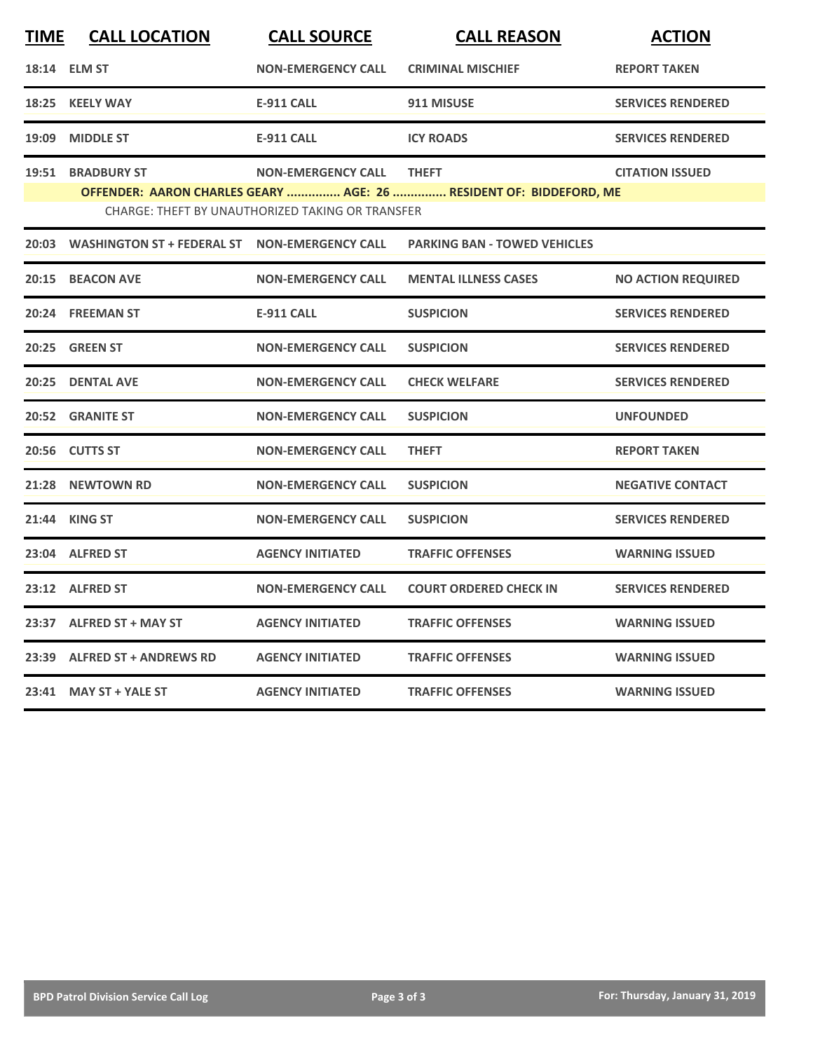| TIME | CALL LOCATION | CALL SOURCE | CALL REASON | ACTION |
|---|---|---|---|---|
| 18:14 | ELM ST | NON-EMERGENCY CALL | CRIMINAL MISCHIEF | REPORT TAKEN |
| 18:25 | KEELY WAY | E-911 CALL | 911 MISUSE | SERVICES RENDERED |
| 19:09 | MIDDLE ST | E-911 CALL | ICY ROADS | SERVICES RENDERED |
| 19:51 | BRADBURY ST | NON-EMERGENCY CALL | THEFT | CITATION ISSUED |
| | OFFENDER: AARON CHARLES GEARY ............... AGE: 26 ............... RESIDENT OF: BIDDEFORD, ME | | | |
| | CHARGE: THEFT BY UNAUTHORIZED TAKING OR TRANSFER | | | |
| 20:03 | WASHINGTON ST + FEDERAL ST | NON-EMERGENCY CALL | PARKING BAN - TOWED VEHICLES | |
| 20:15 | BEACON AVE | NON-EMERGENCY CALL | MENTAL ILLNESS CASES | NO ACTION REQUIRED |
| 20:24 | FREEMAN ST | E-911 CALL | SUSPICION | SERVICES RENDERED |
| 20:25 | GREEN ST | NON-EMERGENCY CALL | SUSPICION | SERVICES RENDERED |
| 20:25 | DENTAL AVE | NON-EMERGENCY CALL | CHECK WELFARE | SERVICES RENDERED |
| 20:52 | GRANITE ST | NON-EMERGENCY CALL | SUSPICION | UNFOUNDED |
| 20:56 | CUTTS ST | NON-EMERGENCY CALL | THEFT | REPORT TAKEN |
| 21:28 | NEWTOWN RD | NON-EMERGENCY CALL | SUSPICION | NEGATIVE CONTACT |
| 21:44 | KING ST | NON-EMERGENCY CALL | SUSPICION | SERVICES RENDERED |
| 23:04 | ALFRED ST | AGENCY INITIATED | TRAFFIC OFFENSES | WARNING ISSUED |
| 23:12 | ALFRED ST | NON-EMERGENCY CALL | COURT ORDERED CHECK IN | SERVICES RENDERED |
| 23:37 | ALFRED ST + MAY ST | AGENCY INITIATED | TRAFFIC OFFENSES | WARNING ISSUED |
| 23:39 | ALFRED ST + ANDREWS RD | AGENCY INITIATED | TRAFFIC OFFENSES | WARNING ISSUED |
| 23:41 | MAY ST + YALE ST | AGENCY INITIATED | TRAFFIC OFFENSES | WARNING ISSUED |